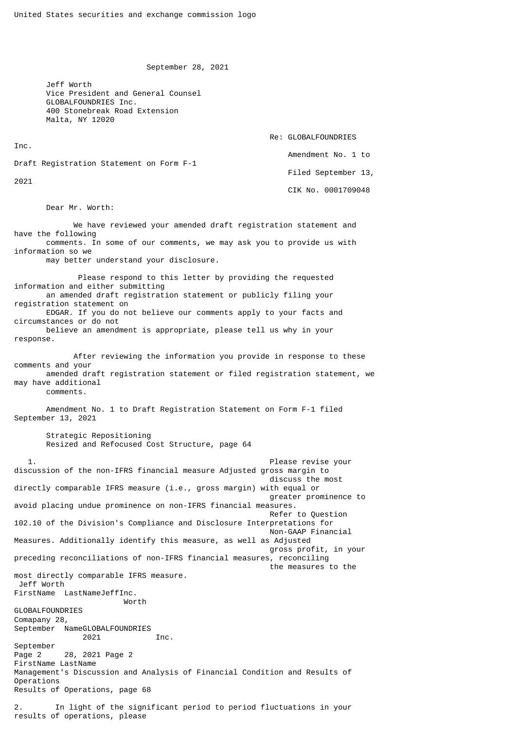United States securities and exchange commission logo

September 28, 2021

Jeff Worth
Vice President and General Counsel
GLOBALFOUNDRIES Inc.
400 Stonebreak Road Extension
Malta, NY 12020

Re: GLOBALFOUNDRIES Inc.
Amendment No. 1 to Draft Registration Statement on Form F-1
Filed September 13, 2021
CIK No. 0001709048

Dear Mr. Worth:

We have reviewed your amended draft registration statement and have the following comments. In some of our comments, we may ask you to provide us with information so we may better understand your disclosure.

Please respond to this letter by providing the requested information and either submitting an amended draft registration statement or publicly filing your registration statement on EDGAR. If you do not believe our comments apply to your facts and circumstances or do not believe an amendment is appropriate, please tell us why in your response.

After reviewing the information you provide in response to these comments and your amended draft registration statement or filed registration statement, we may have additional comments.

Amendment No. 1 to Draft Registration Statement on Form F-1 filed September 13, 2021

Strategic Repositioning
Resized and Refocused Cost Structure, page 64

1. Please revise your discussion of the non-IFRS financial measure Adjusted gross margin to discuss the most directly comparable IFRS measure (i.e., gross margin) with equal or greater prominence to avoid placing undue prominence on non-IFRS financial measures. Refer to Question 102.10 of the Division's Compliance and Disclosure Interpretations for Non-GAAP Financial Measures. Additionally identify this measure, as well as Adjusted gross profit, in your preceding reconciliations of non-IFRS financial measures, reconciling the measures to the most directly comparable IFRS measure.

Management's Discussion and Analysis of Financial Condition and Results of Operations
Results of Operations, page 68

2. In light of the significant period to period fluctuations in your results of operations, please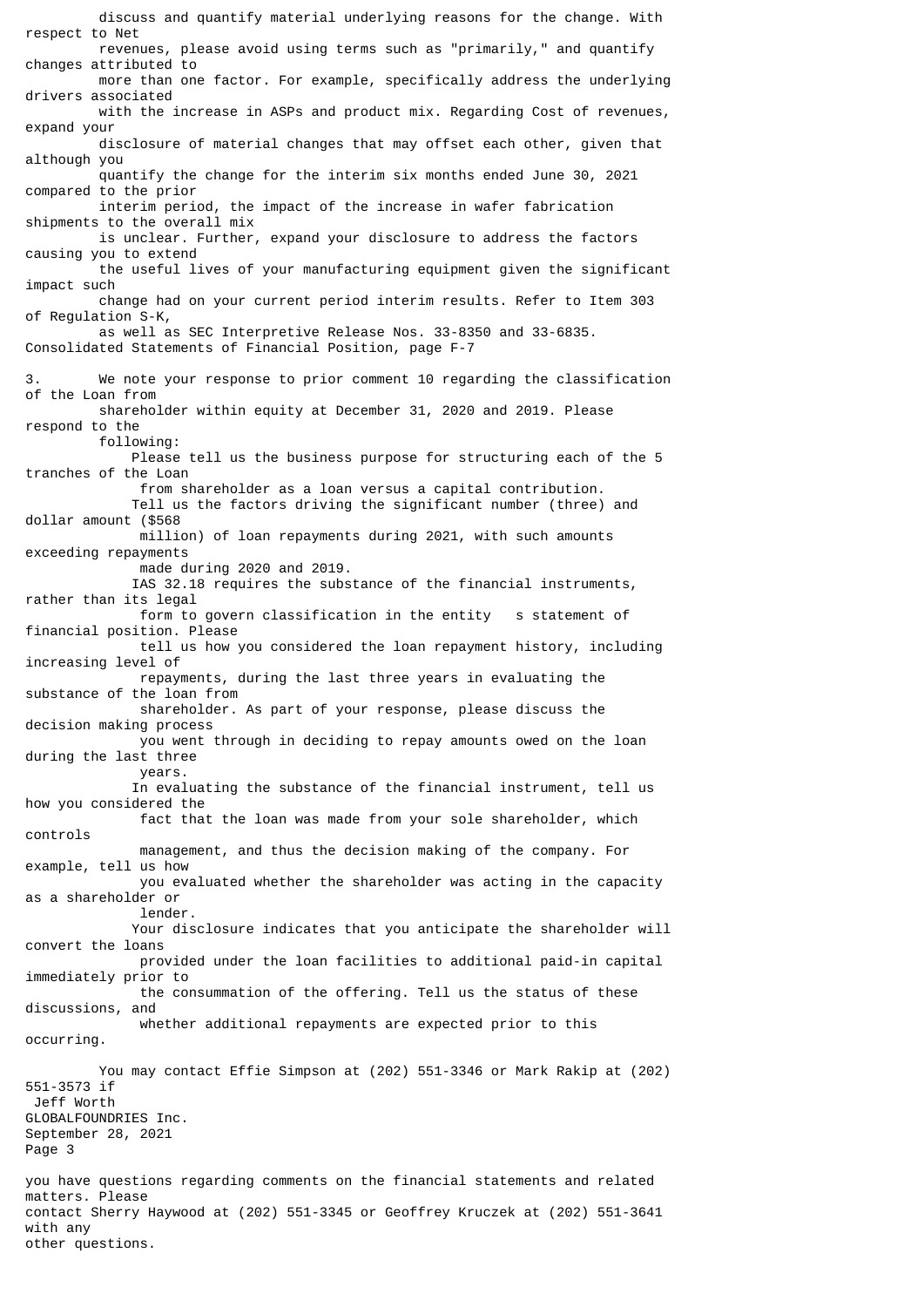discuss and quantify material underlying reasons for the change. With respect to Net revenues, please avoid using terms such as "primarily," and quantify changes attributed to more than one factor. For example, specifically address the underlying drivers associated with the increase in ASPs and product mix. Regarding Cost of revenues, expand your disclosure of material changes that may offset each other, given that although you quantify the change for the interim six months ended June 30, 2021 compared to the prior interim period, the impact of the increase in wafer fabrication shipments to the overall mix is unclear. Further, expand your disclosure to address the factors causing you to extend the useful lives of your manufacturing equipment given the significant impact such change had on your current period interim results. Refer to Item 303 of Regulation S-K, as well as SEC Interpretive Release Nos. 33-8350 and 33-6835.

Consolidated Statements of Financial Position, page F-7

3. We note your response to prior comment 10 regarding the classification of the Loan from shareholder within equity at December 31, 2020 and 2019. Please respond to the following:

- Please tell us the business purpose for structuring each of the 5 tranches of the Loan from shareholder as a loan versus a capital contribution.
- Tell us the factors driving the significant number (three) and dollar amount ($568 million) of loan repayments during 2021, with such amounts exceeding repayments made during 2020 and 2019.
- IAS 32.18 requires the substance of the financial instruments, rather than its legal form to govern classification in the entity's statement of financial position. Please tell us how you considered the loan repayment history, including increasing level of repayments, during the last three years in evaluating the substance of the loan from shareholder. As part of your response, please discuss the decision making process you went through in deciding to repay amounts owed on the loan during the last three years.
- In evaluating the substance of the financial instrument, tell us how you considered the fact that the loan was made from your sole shareholder, which controls management, and thus the decision making of the company. For example, tell us how you evaluated whether the shareholder was acting in the capacity as a shareholder or lender.
- Your disclosure indicates that you anticipate the shareholder will convert the loans provided under the loan facilities to additional paid-in capital immediately prior to the consummation of the offering. Tell us the status of these discussions, and whether additional repayments are expected prior to this occurring.

You may contact Effie Simpson at (202) 551-3346 or Mark Rakip at (202) 551-3573 if you have questions regarding comments on the financial statements and related matters. Please contact Sherry Haywood at (202) 551-3345 or Geoffrey Kruczek at (202) 551-3641 with any other questions.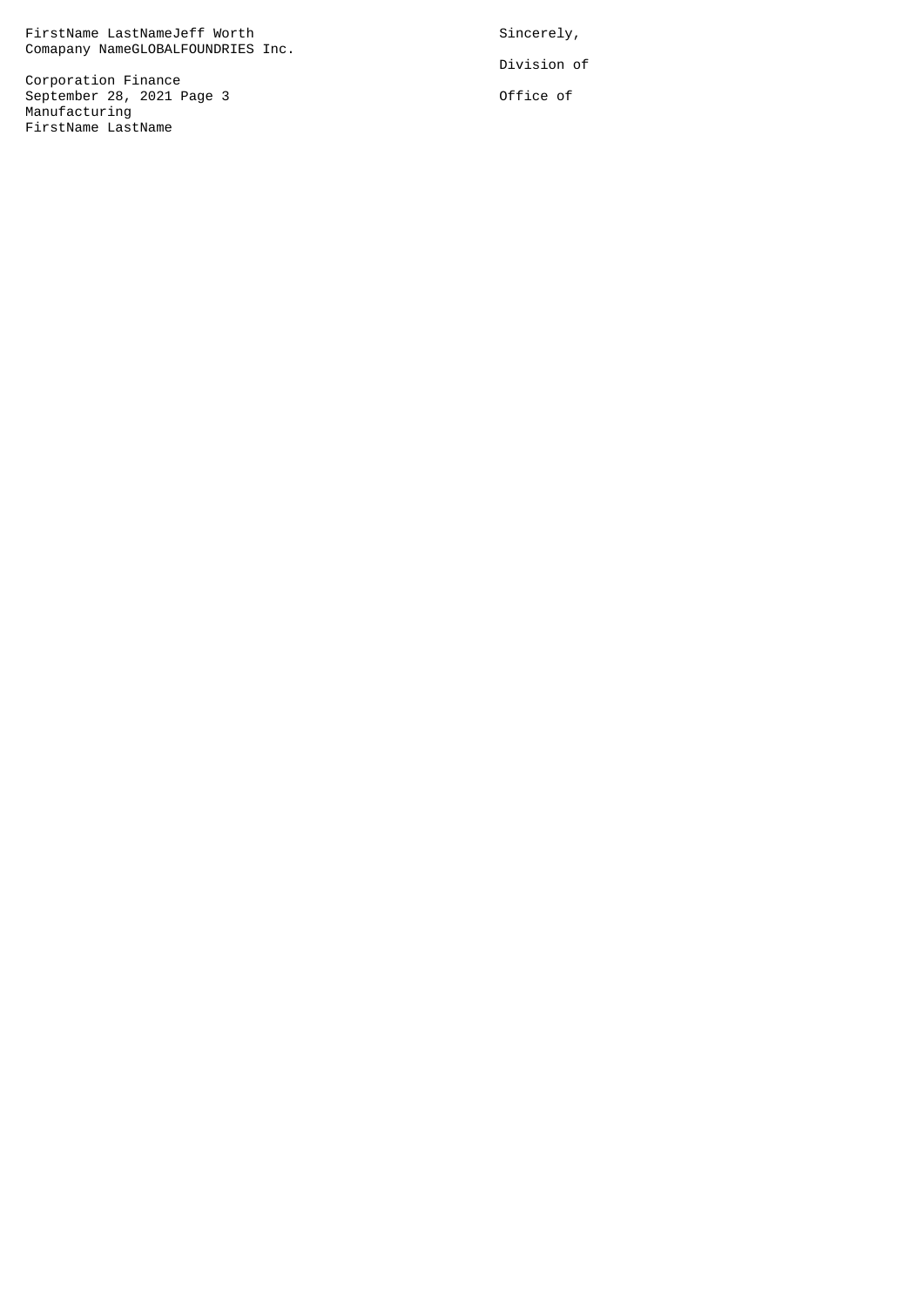FirstName LastNameJeff Worth
Comapany NameGLOBALFOUNDRIES Inc.

Corporation Finance
September 28, 2021 Page 3
Manufacturing
FirstName LastName

Sincerely,

Division of

Office of